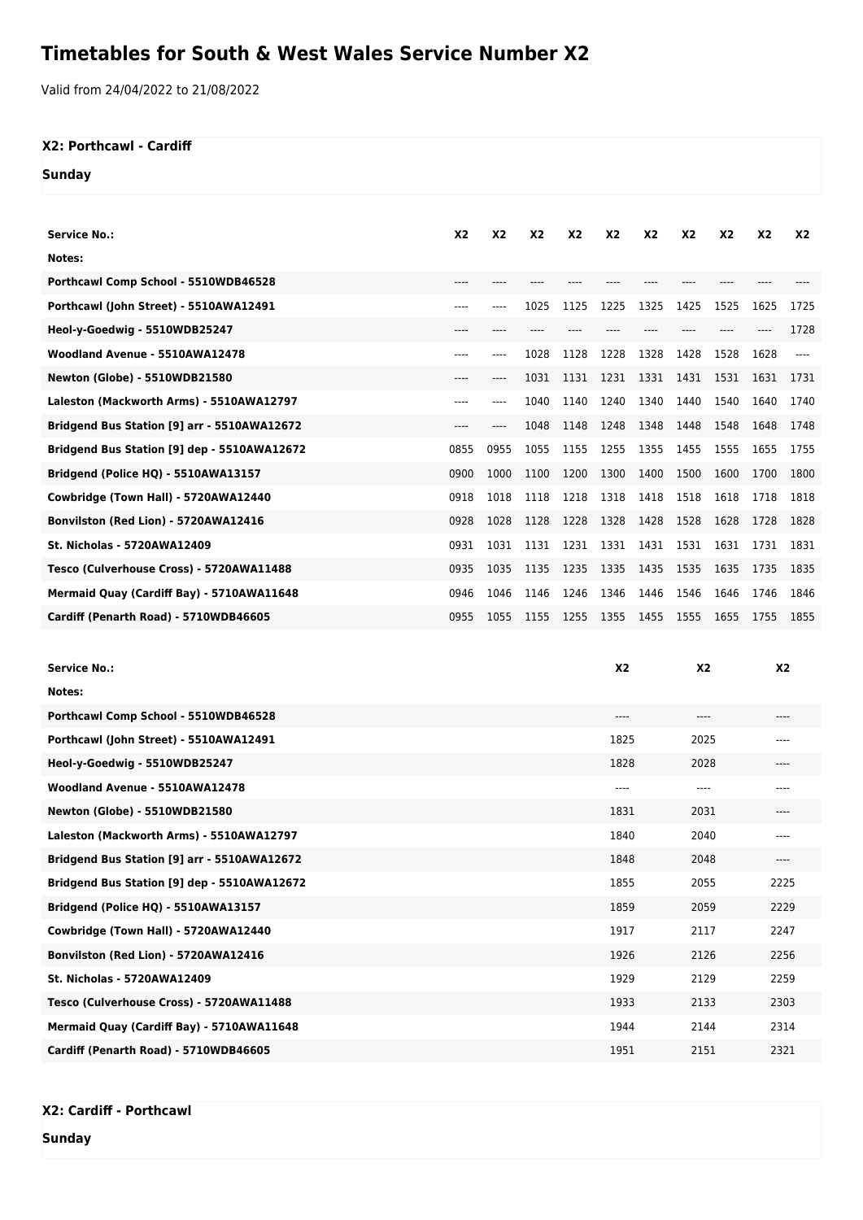# Timetables for South & West Wales Service Number X2

Valid from 24/04/2022 to 21/08/2022

**X2: Porthcawl - Cardiff**

**Sunday**

| Service No.: | X2 | X2 | X2 | X2 | X2 | X2 | X2 | X2 | X2 | X2 |
|---|---|---|---|---|---|---|---|---|---|---|
| Notes: | | | | | | | | | | |
| Porthcawl Comp School - 5510WDB46528 | ---- | ---- | ---- | ---- | ---- | ---- | ---- | ---- | ---- | ---- |
| Porthcawl (John Street) - 5510AWA12491 | ---- | ---- | 1025 | 1125 | 1225 | 1325 | 1425 | 1525 | 1625 | 1725 |
| Heol-y-Goedwig - 5510WDB25247 | ---- | ---- | ---- | ---- | ---- | ---- | ---- | ---- | ---- | 1728 |
| Woodland Avenue - 5510AWA12478 | ---- | ---- | 1028 | 1128 | 1228 | 1328 | 1428 | 1528 | 1628 | ---- |
| Newton (Globe) - 5510WDB21580 | ---- | ---- | 1031 | 1131 | 1231 | 1331 | 1431 | 1531 | 1631 | 1731 |
| Laleston (Mackworth Arms) - 5510AWA12797 | ---- | ---- | 1040 | 1140 | 1240 | 1340 | 1440 | 1540 | 1640 | 1740 |
| Bridgend Bus Station [9] arr - 5510AWA12672 | ---- | ---- | 1048 | 1148 | 1248 | 1348 | 1448 | 1548 | 1648 | 1748 |
| Bridgend Bus Station [9] dep - 5510AWA12672 | 0855 | 0955 | 1055 | 1155 | 1255 | 1355 | 1455 | 1555 | 1655 | 1755 |
| Bridgend (Police HQ) - 5510AWA13157 | 0900 | 1000 | 1100 | 1200 | 1300 | 1400 | 1500 | 1600 | 1700 | 1800 |
| Cowbridge (Town Hall) - 5720AWA12440 | 0918 | 1018 | 1118 | 1218 | 1318 | 1418 | 1518 | 1618 | 1718 | 1818 |
| Bonvilston (Red Lion) - 5720AWA12416 | 0928 | 1028 | 1128 | 1228 | 1328 | 1428 | 1528 | 1628 | 1728 | 1828 |
| St. Nicholas - 5720AWA12409 | 0931 | 1031 | 1131 | 1231 | 1331 | 1431 | 1531 | 1631 | 1731 | 1831 |
| Tesco (Culverhouse Cross) - 5720AWA11488 | 0935 | 1035 | 1135 | 1235 | 1335 | 1435 | 1535 | 1635 | 1735 | 1835 |
| Mermaid Quay (Cardiff Bay) - 5710AWA11648 | 0946 | 1046 | 1146 | 1246 | 1346 | 1446 | 1546 | 1646 | 1746 | 1846 |
| Cardiff (Penarth Road) - 5710WDB46605 | 0955 | 1055 | 1155 | 1255 | 1355 | 1455 | 1555 | 1655 | 1755 | 1855 |

| Service No.: | X2 | X2 | X2 |
|---|---|---|---|
| Notes: | | | |
| Porthcawl Comp School - 5510WDB46528 | ---- | ---- | ---- |
| Porthcawl (John Street) - 5510AWA12491 | 1825 | 2025 | ---- |
| Heol-y-Goedwig - 5510WDB25247 | 1828 | 2028 | ---- |
| Woodland Avenue - 5510AWA12478 | ---- | ---- | ---- |
| Newton (Globe) - 5510WDB21580 | 1831 | 2031 | ---- |
| Laleston (Mackworth Arms) - 5510AWA12797 | 1840 | 2040 | ---- |
| Bridgend Bus Station [9] arr - 5510AWA12672 | 1848 | 2048 | ---- |
| Bridgend Bus Station [9] dep - 5510AWA12672 | 1855 | 2055 | 2225 |
| Bridgend (Police HQ) - 5510AWA13157 | 1859 | 2059 | 2229 |
| Cowbridge (Town Hall) - 5720AWA12440 | 1917 | 2117 | 2247 |
| Bonvilston (Red Lion) - 5720AWA12416 | 1926 | 2126 | 2256 |
| St. Nicholas - 5720AWA12409 | 1929 | 2129 | 2259 |
| Tesco (Culverhouse Cross) - 5720AWA11488 | 1933 | 2133 | 2303 |
| Mermaid Quay (Cardiff Bay) - 5710AWA11648 | 1944 | 2144 | 2314 |
| Cardiff (Penarth Road) - 5710WDB46605 | 1951 | 2151 | 2321 |

**X2: Cardiff - Porthcawl**

**Sunday**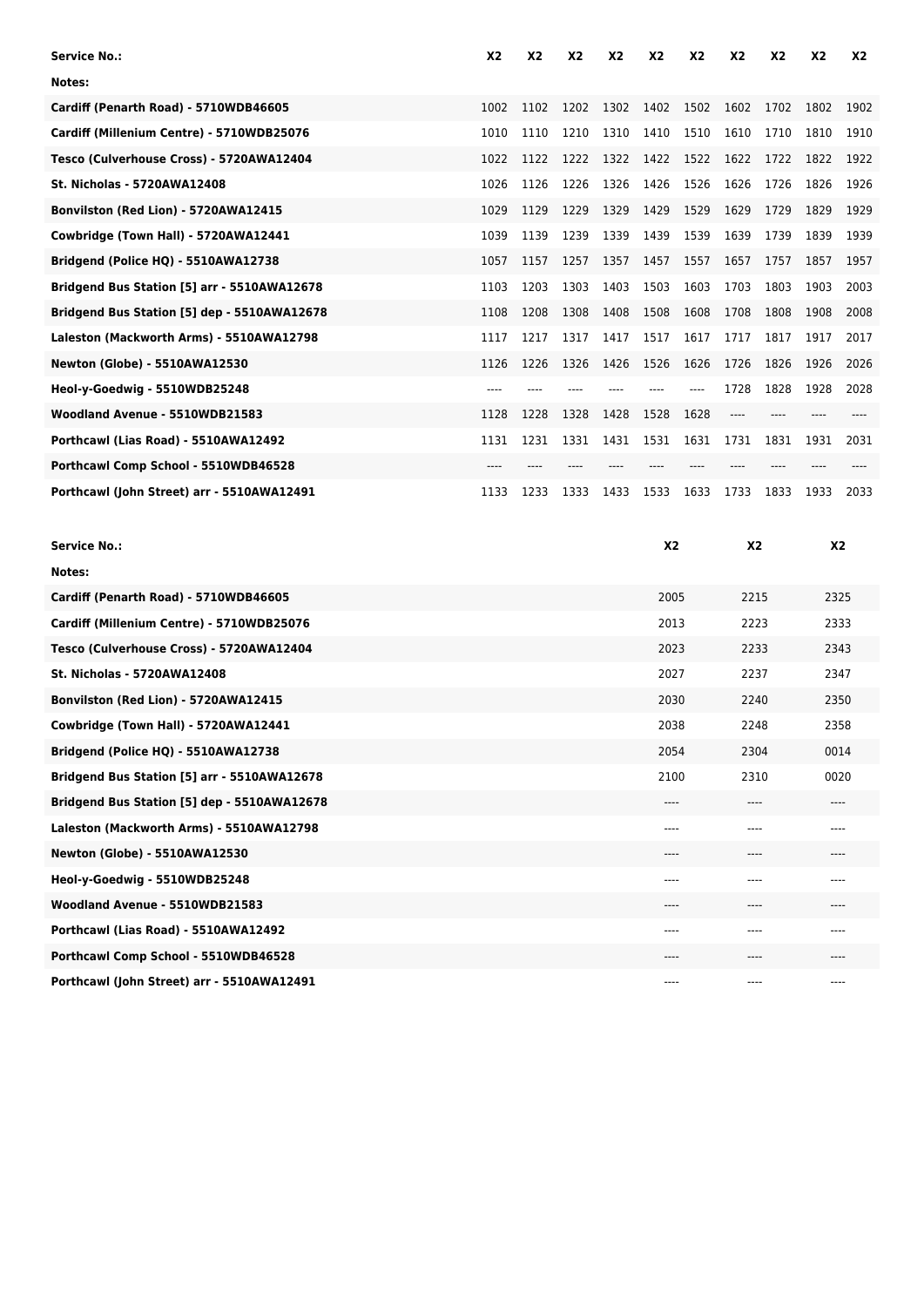| Service No.: | X2 | X2 | X2 | X2 | X2 | X2 | X2 | X2 | X2 | X2 |
|---|---|---|---|---|---|---|---|---|---|---|
| Notes: | | | | | | | | | | |
| Cardiff (Penarth Road) - 5710WDB46605 | 1002 | 1102 | 1202 | 1302 | 1402 | 1502 | 1602 | 1702 | 1802 | 1902 |
| Cardiff (Millenium Centre) - 5710WDB25076 | 1010 | 1110 | 1210 | 1310 | 1410 | 1510 | 1610 | 1710 | 1810 | 1910 |
| Tesco (Culverhouse Cross) - 5720AWA12404 | 1022 | 1122 | 1222 | 1322 | 1422 | 1522 | 1622 | 1722 | 1822 | 1922 |
| St. Nicholas - 5720AWA12408 | 1026 | 1126 | 1226 | 1326 | 1426 | 1526 | 1626 | 1726 | 1826 | 1926 |
| Bonvilston (Red Lion) - 5720AWA12415 | 1029 | 1129 | 1229 | 1329 | 1429 | 1529 | 1629 | 1729 | 1829 | 1929 |
| Cowbridge (Town Hall) - 5720AWA12441 | 1039 | 1139 | 1239 | 1339 | 1439 | 1539 | 1639 | 1739 | 1839 | 1939 |
| Bridgend (Police HQ) - 5510AWA12738 | 1057 | 1157 | 1257 | 1357 | 1457 | 1557 | 1657 | 1757 | 1857 | 1957 |
| Bridgend Bus Station [5] arr - 5510AWA12678 | 1103 | 1203 | 1303 | 1403 | 1503 | 1603 | 1703 | 1803 | 1903 | 2003 |
| Bridgend Bus Station [5] dep - 5510AWA12678 | 1108 | 1208 | 1308 | 1408 | 1508 | 1608 | 1708 | 1808 | 1908 | 2008 |
| Laleston (Mackworth Arms) - 5510AWA12798 | 1117 | 1217 | 1317 | 1417 | 1517 | 1617 | 1717 | 1817 | 1917 | 2017 |
| Newton (Globe) - 5510AWA12530 | 1126 | 1226 | 1326 | 1426 | 1526 | 1626 | 1726 | 1826 | 1926 | 2026 |
| Heol-y-Goedwig - 5510WDB25248 | ---- | ---- | ---- | ---- | ---- | ---- | 1728 | 1828 | 1928 | 2028 |
| Woodland Avenue - 5510WDB21583 | 1128 | 1228 | 1328 | 1428 | 1528 | 1628 | ---- | ---- | ---- | ---- |
| Porthcawl (Lias Road) - 5510AWA12492 | 1131 | 1231 | 1331 | 1431 | 1531 | 1631 | 1731 | 1831 | 1931 | 2031 |
| Porthcawl Comp School - 5510WDB46528 | ---- | ---- | ---- | ---- | ---- | ---- | ---- | ---- | ---- | ---- |
| Porthcawl (John Street) arr - 5510AWA12491 | 1133 | 1233 | 1333 | 1433 | 1533 | 1633 | 1733 | 1833 | 1933 | 2033 |

| Service No.: | X2 | X2 | X2 |
|---|---|---|---|
| Notes: | | | |
| Cardiff (Penarth Road) - 5710WDB46605 | 2005 | 2215 | 2325 |
| Cardiff (Millenium Centre) - 5710WDB25076 | 2013 | 2223 | 2333 |
| Tesco (Culverhouse Cross) - 5720AWA12404 | 2023 | 2233 | 2343 |
| St. Nicholas - 5720AWA12408 | 2027 | 2237 | 2347 |
| Bonvilston (Red Lion) - 5720AWA12415 | 2030 | 2240 | 2350 |
| Cowbridge (Town Hall) - 5720AWA12441 | 2038 | 2248 | 2358 |
| Bridgend (Police HQ) - 5510AWA12738 | 2054 | 2304 | 0014 |
| Bridgend Bus Station [5] arr - 5510AWA12678 | 2100 | 2310 | 0020 |
| Bridgend Bus Station [5] dep - 5510AWA12678 | ---- | ---- | ---- |
| Laleston (Mackworth Arms) - 5510AWA12798 | ---- | ---- | ---- |
| Newton (Globe) - 5510AWA12530 | ---- | ---- | ---- |
| Heol-y-Goedwig - 5510WDB25248 | ---- | ---- | ---- |
| Woodland Avenue - 5510WDB21583 | ---- | ---- | ---- |
| Porthcawl (Lias Road) - 5510AWA12492 | ---- | ---- | ---- |
| Porthcawl Comp School - 5510WDB46528 | ---- | ---- | ---- |
| Porthcawl (John Street) arr - 5510AWA12491 | ---- | ---- | ---- |